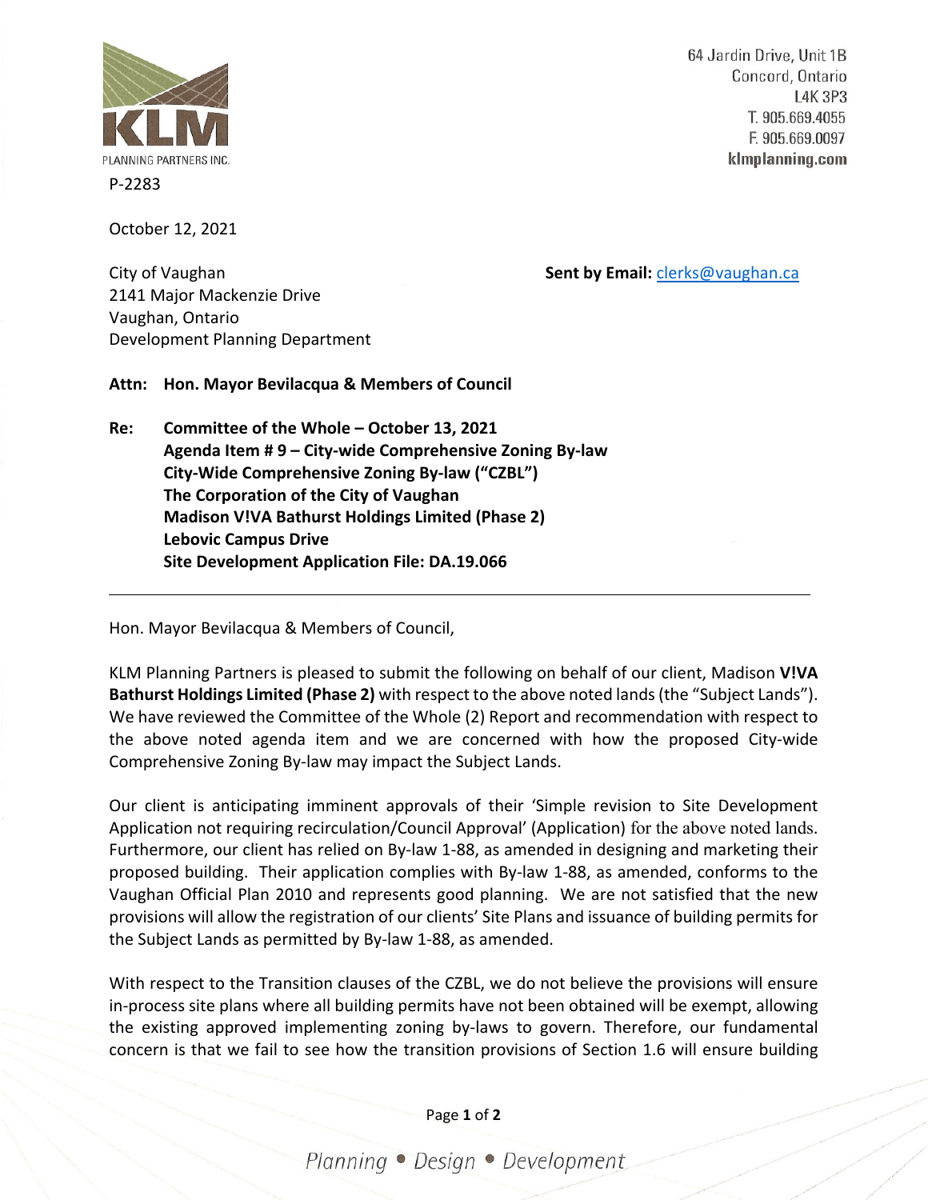KLM PLANNING PARTNERS INC.

64 Jardin Drive, Unit 1B
Concord, Ontario
L4K 3P3
T. 905.669.4055
F. 905.669.0097
klmplanning.com

P-2283

October 12, 2021

City of Vaughan
2141 Major Mackenzie Drive
Vaughan, Ontario
Development Planning Department

**Sent by Email:** clerks@vaughan.ca

**Attn: Hon. Mayor Bevilacqua & Members of Council**

**Re: Committee of the Whole – October 13, 2021**
**Agenda Item # 9 – City-wide Comprehensive Zoning By-law**
**City-Wide Comprehensive Zoning By-law ("CZBL")**
**The Corporation of the City of Vaughan**
**Madison V!VA Bathurst Holdings Limited (Phase 2)**
**Lebovic Campus Drive**
**Site Development Application File: DA.19.066**

---

Hon. Mayor Bevilacqua & Members of Council,

KLM Planning Partners is pleased to submit the following on behalf of our client, Madison **V!VA Bathurst Holdings Limited (Phase 2)** with respect to the above noted lands (the "Subject Lands"). We have reviewed the Committee of the Whole (2) Report and recommendation with respect to the above noted agenda item and we are concerned with how the proposed City-wide Comprehensive Zoning By-law may impact the Subject Lands.

Our client is anticipating imminent approvals of their 'Simple revision to Site Development Application not requiring recirculation/Council Approval' (Application) for the above noted lands. Furthermore, our client has relied on By-law 1-88, as amended in designing and marketing their proposed building. Their application complies with By-law 1-88, as amended, conforms to the Vaughan Official Plan 2010 and represents good planning. We are not satisfied that the new provisions will allow the registration of our clients' Site Plans and issuance of building permits for the Subject Lands as permitted by By-law 1-88, as amended.

With respect to the Transition clauses of the CZBL, we do not believe the provisions will ensure in-process site plans where all building permits have not been obtained will be exempt, allowing the existing approved implementing zoning by-laws to govern. Therefore, our fundamental concern is that we fail to see how the transition provisions of Section 1.6 will ensure building

*Planning • Design • Development*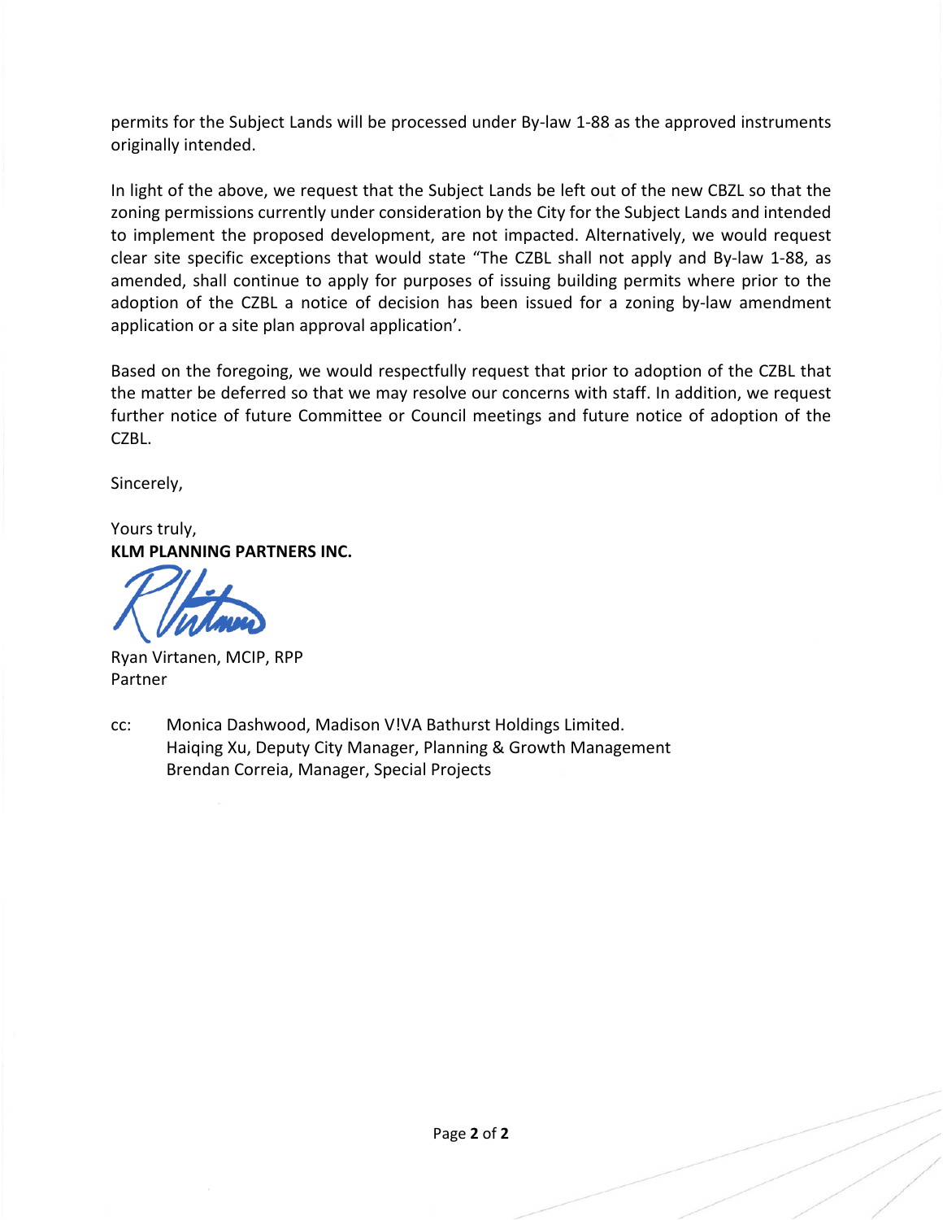permits for the Subject Lands will be processed under By-law 1-88 as the approved instruments originally intended.

In light of the above, we request that the Subject Lands be left out of the new CBZL so that the zoning permissions currently under consideration by the City for the Subject Lands and intended to implement the proposed development, are not impacted. Alternatively, we would request clear site specific exceptions that would state "The CZBL shall not apply and By-law 1-88, as amended, shall continue to apply for purposes of issuing building permits where prior to the adoption of the CZBL a notice of decision has been issued for a zoning by-law amendment application or a site plan approval application'.

Based on the foregoing, we would respectfully request that prior to adoption of the CZBL that the matter be deferred so that we may resolve our concerns with staff. In addition, we request further notice of future Committee or Council meetings and future notice of adoption of the CZBL.

Sincerely,

Yours truly,
**KLM PLANNING PARTNERS INC.**

Ryan Virtanen, MCIP, RPP
Partner

cc: Monica Dashwood, Madison V!VA Bathurst Holdings Limited.
Haiqing Xu, Deputy City Manager, Planning & Growth Management
Brendan Correia, Manager, Special Projects